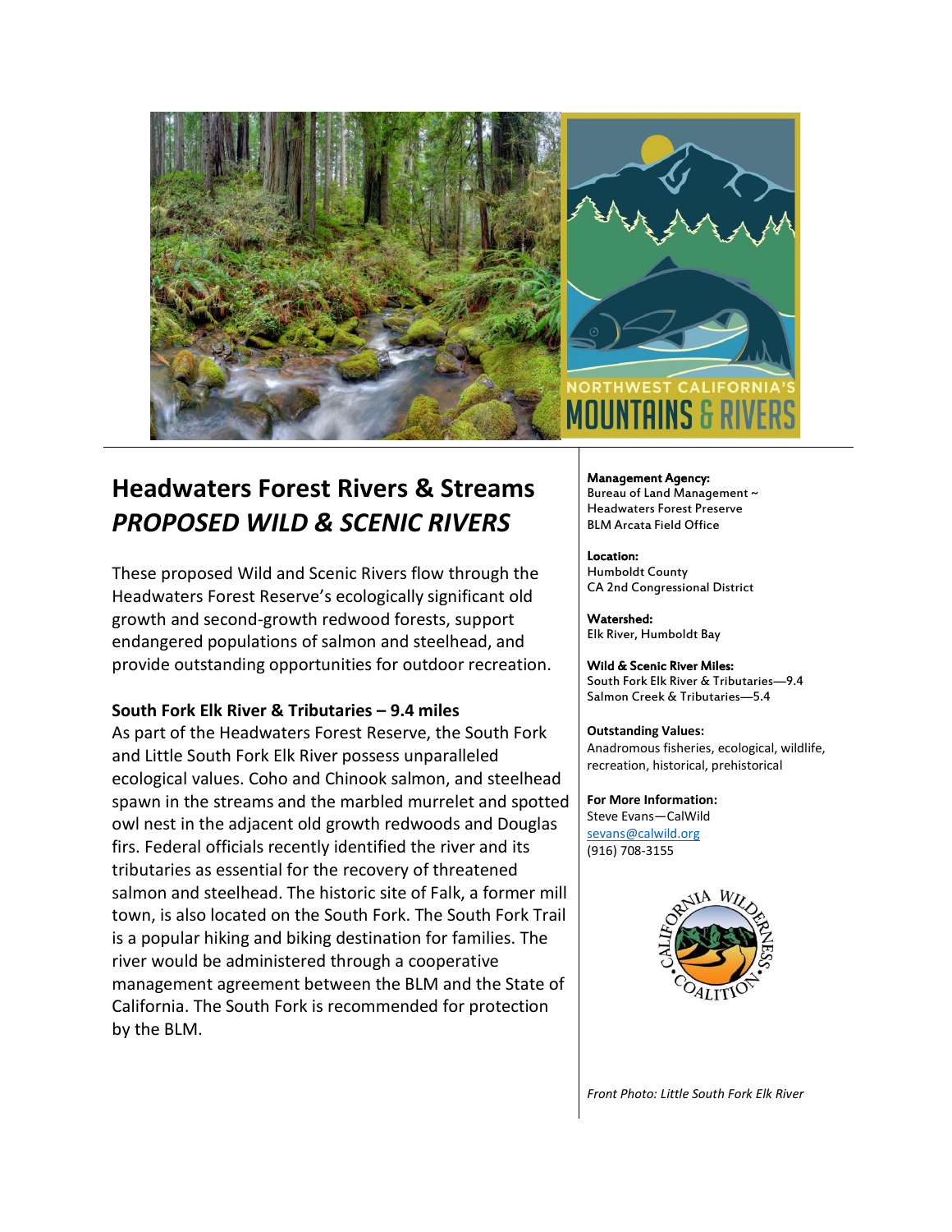# Headaters Forest Rivers & Streams

# Headwaters Forest Rivers & Streams
## *PROPOSED WILD & SCENIC RIVERS*

These proposed Wild and Scenic Rivers flow through the Headwaters Forest Reserve's ecologically significant old growth and second-growth redwood forests, support endangered populations of salmon and steelhead, and provide outstanding opportunities for outdoor recreation.

### South Fork Elk River & Tributaries – 9.4 miles

As part of the Headwaters Forest Reserve, the South Fork and Little South Fork Elk River possess unparalleled ecological values. Coho and Chinook salmon, and steelhead spawn in the streams and the marbled murrelet and spotted owl nest in the adjacent old growth redwoods and Douglas firs. Federal officials recently identified the river and its tributaries as essential for the recovery of threatened salmon and steelhead. The historic site of Falk, a former mill town, is also located on the South Fork. The South Fork Trail is a popular hiking and biking destination for families. The river would be administered through a cooperative management agreement between the BLM and the State of California. The South Fork is recommended for protection by the BLM.

**Management Agency:**
Bureau of Land Management ~ Headwaters Forest Preserve
BLM Arcata Field Office

**Location:**
Humboldt County
CA 2nd Congressional District

**Watershed:**
Elk River, Humboldt Bay

**Wild & Scenic River Miles:**
South Fork Elk River & Tributaries—9.4
Salmon Creek & Tributaries—5.4

**Outstanding Values:**
Anadromous fisheries, ecological, wildlife, recreation, historical, prehistorical

**For More Information:**
Steve Evans—CalWild
sevans@calwild.org
(916) 708-3155

*Front Photo: Little South Fork Elk River*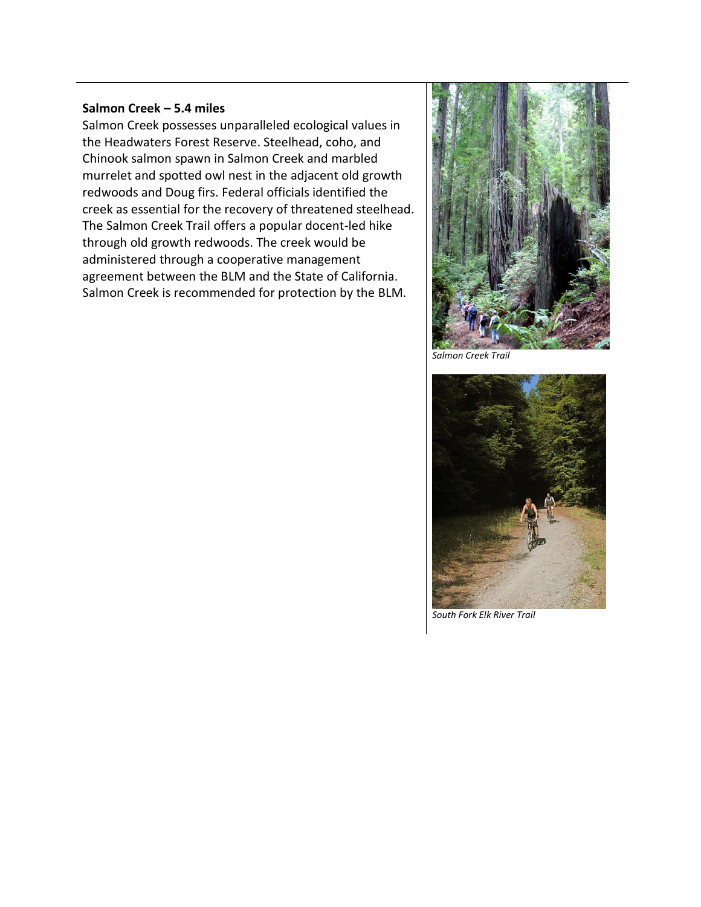**Salmon Creek – 5.4 miles**

Salmon Creek possesses unparalleled ecological values in the Headwaters Forest Reserve. Steelhead, coho, and Chinook salmon spawn in Salmon Creek and marbled murrelet and spotted owl nest in the adjacent old growth redwoods and Doug firs. Federal officials identified the creek as essential for the recovery of threatened steelhead. The Salmon Creek Trail offers a popular docent-led hike through old growth redwoods. The creek would be administered through a cooperative management agreement between the BLM and the State of California. Salmon Creek is recommended for protection by the BLM.

*Salmon Creek Trail*

*South Fork Elk River Trail*